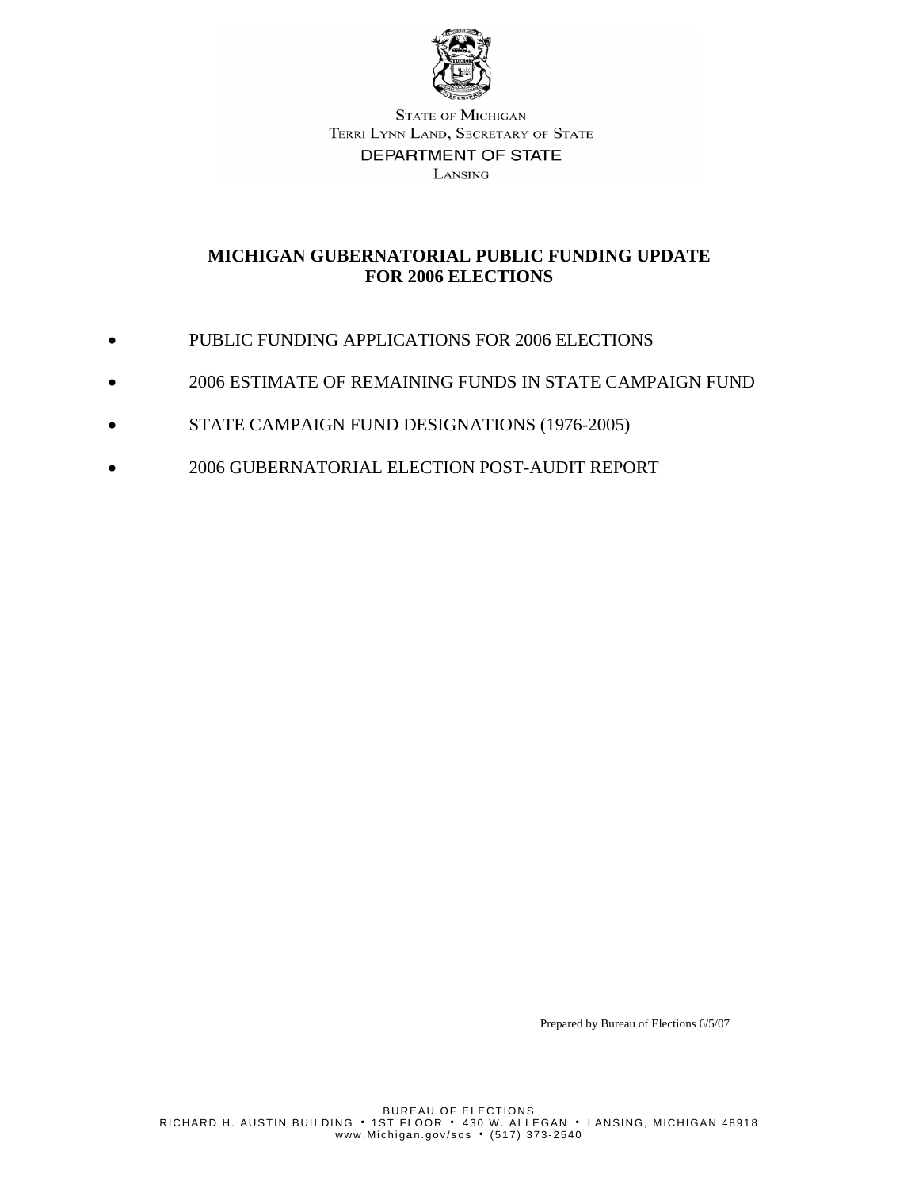STATE OF MICHIGAN
TERRI LYNN LAND, SECRETARY OF STATE
DEPARTMENT OF STATE
LANSING

# MICHIGAN GUBERNATORIAL PUBLIC FUNDING UPDATE FOR 2006 ELECTIONS

- PUBLIC FUNDING APPLICATIONS FOR 2006 ELECTIONS
- 2006 ESTIMATE OF REMAINING FUNDS IN STATE CAMPAIGN FUND
- STATE CAMPAIGN FUND DESIGNATIONS (1976-2005)
- 2006 GUBERNATORIAL ELECTION POST-AUDIT REPORT

Prepared by Bureau of Elections 6/5/07

BUREAU OF ELECTIONS
RICHARD H. AUSTIN BUILDING • 1ST FLOOR • 430 W. ALLEGAN • LANSING, MICHIGAN 48918
www.Michigan.gov/sos • (517) 373-2540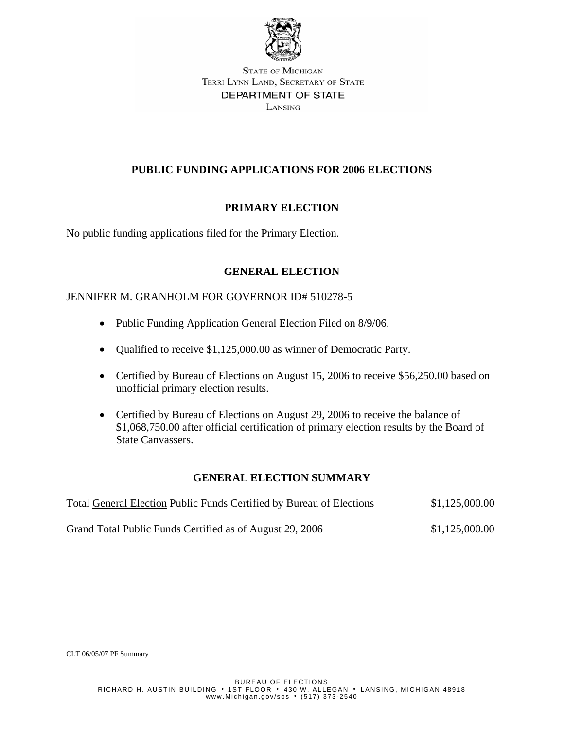STATE OF MICHIGAN
TERRI LYNN LAND, SECRETARY OF STATE
DEPARTMENT OF STATE
LANSING

# PUBLIC FUNDING APPLICATIONS FOR 2006 ELECTIONS

## PRIMARY ELECTION

No public funding applications filed for the Primary Election.

## GENERAL ELECTION

JENNIFER M. GRANHOLM FOR GOVERNOR ID# 510278-5

- Public Funding Application General Election Filed on 8/9/06.
- Qualified to receive $1,125,000.00 as winner of Democratic Party.
- Certified by Bureau of Elections on August 15, 2006 to receive $56,250.00 based on unofficial primary election results.
- Certified by Bureau of Elections on August 29, 2006 to receive the balance of $1,068,750.00 after official certification of primary election results by the Board of State Canvassers.

## GENERAL ELECTION SUMMARY

| | |
|---|---|
| Total General Election Public Funds Certified by Bureau of Elections | $1,125,000.00 |
| Grand Total Public Funds Certified as of August 29, 2006 | $1,125,000.00 |

CLT 06/05/07 PF Summary

BUREAU OF ELECTIONS
RICHARD H. AUSTIN BUILDING • 1ST FLOOR • 430 W. ALLEGAN • LANSING, MICHIGAN 48918
www.Michigan.gov/sos • (517) 373-2540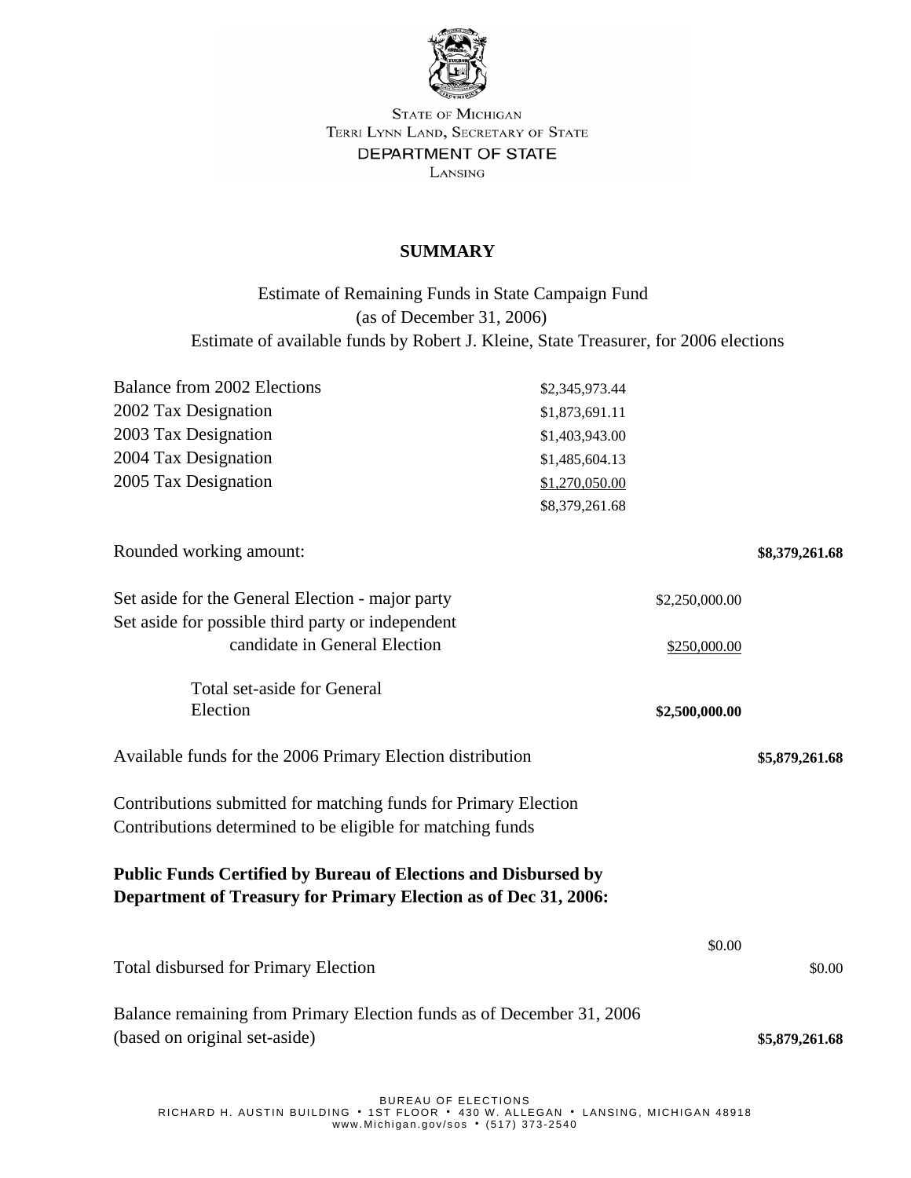STATE OF MICHIGAN
TERRI LYNN LAND, SECRETARY OF STATE
DEPARTMENT OF STATE
LANSING

**SUMMARY**

Estimate of Remaining Funds in State Campaign Fund
(as of December 31, 2006)
Estimate of available funds by Robert J. Kleine, State Treasurer, for 2006 elections

| | | | |
|---|---|---|---|
| Balance from 2002 Elections | $2,345,973.44 | | |
| 2002 Tax Designation | $1,873,691.11 | | |
| 2003 Tax Designation | $1,403,943.00 | | |
| 2004 Tax Designation | $1,485,604.13 | | |
| 2005 Tax Designation | $1,270,050.00 | | |
| | $8,379,261.68 | | |
| Rounded working amount: | | | **$8,379,261.68** |
| Set aside for the General Election - major party | | $2,250,000.00 | |
| Set aside for possible third party or independent candidate in General Election | | $250,000.00 | |
| Total set-aside for General Election | | **$2,500,000.00** | |
| Available funds for the 2006 Primary Election distribution | | | **$5,879,261.68** |

Contributions submitted for matching funds for Primary Election
Contributions determined to be eligible for matching funds

**Public Funds Certified by Bureau of Elections and Disbursed by Department of Treasury for Primary Election as of Dec 31, 2006:**

| | | |
|---|---|---|
| | $0.00 | |
| Total disbursed for Primary Election | | $0.00 |
| Balance remaining from Primary Election funds as of December 31, 2006 (based on original set-aside) | | **$5,879,261.68** |

BUREAU OF ELECTIONS
RICHARD H. AUSTIN BUILDING • 1ST FLOOR • 430 W. ALLEGAN • LANSING, MICHIGAN 48918
www.Michigan.gov/sos • (517) 373-2540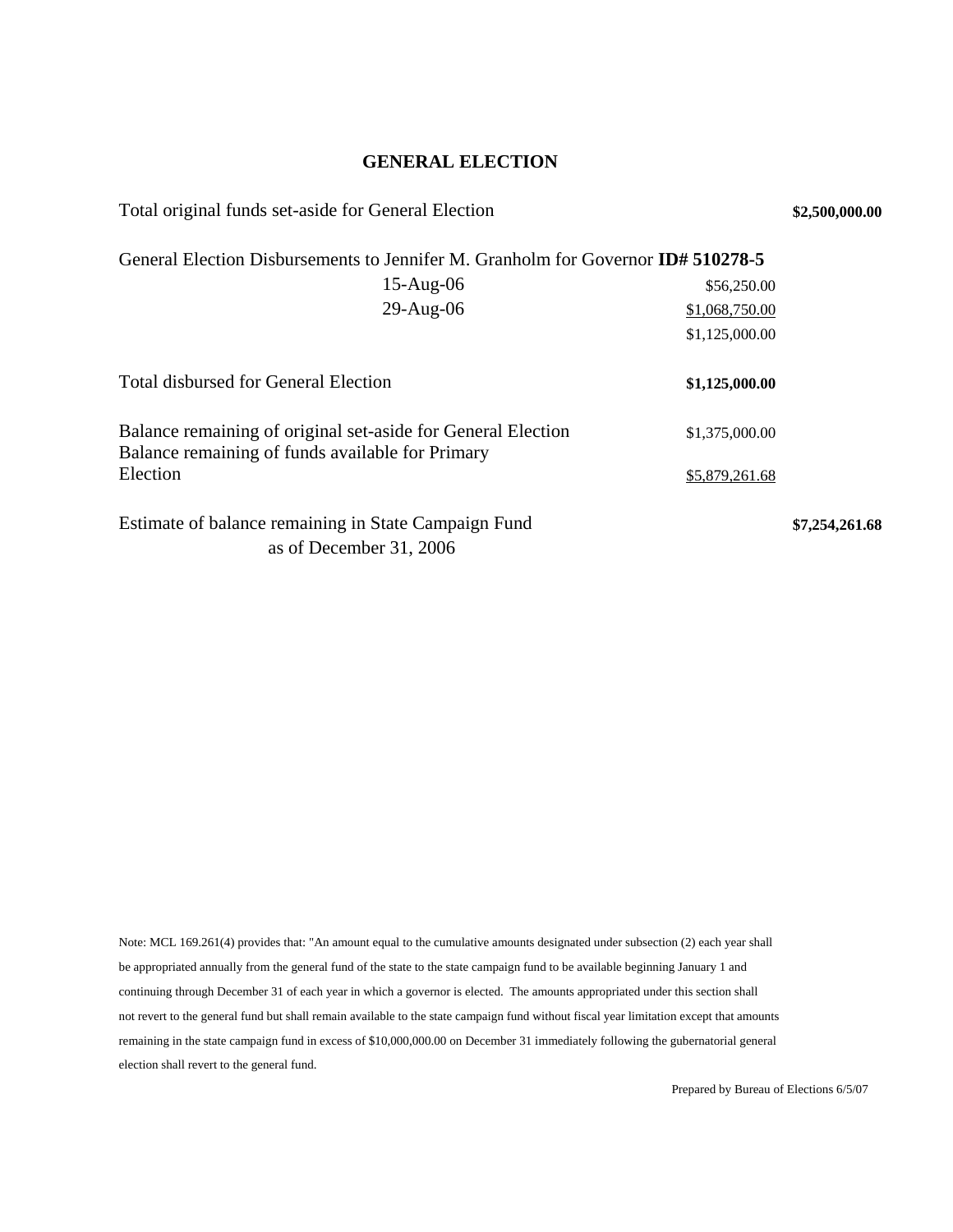# GENERAL ELECTION

| | | | |
|---|---|---|---|
| Total original funds set-aside for General Election | | | **$2,500,000.00** |
| General Election Disbursements to Jennifer M. Granholm for Governor **ID# 510278-5** | | | |
| | 15-Aug-06 | $56,250.00 | |
| | 29-Aug-06 | $1,068,750.00 | |
| | | $1,125,000.00 | |
| Total disbursed for General Election | | **$1,125,000.00** | |
| Balance remaining of original set-aside for General Election | | $1,375,000.00 | |
| Balance remaining of funds available for Primary Election | | $5,879,261.68 | |
| Estimate of balance remaining in State Campaign Fund as of December 31, 2006 | | | **$7,254,261.68** |

Note: MCL 169.261(4) provides that: "An amount equal to the cumulative amounts designated under subsection (2) each year shall be appropriated annually from the general fund of the state to the state campaign fund to be available beginning January 1 and continuing through December 31 of each year in which a governor is elected. The amounts appropriated under this section shall not revert to the general fund but shall remain available to the state campaign fund without fiscal year limitation except that amounts remaining in the state campaign fund in excess of $10,000,000.00 on December 31 immediately following the gubernatorial general election shall revert to the general fund.

Prepared by Bureau of Elections 6/5/07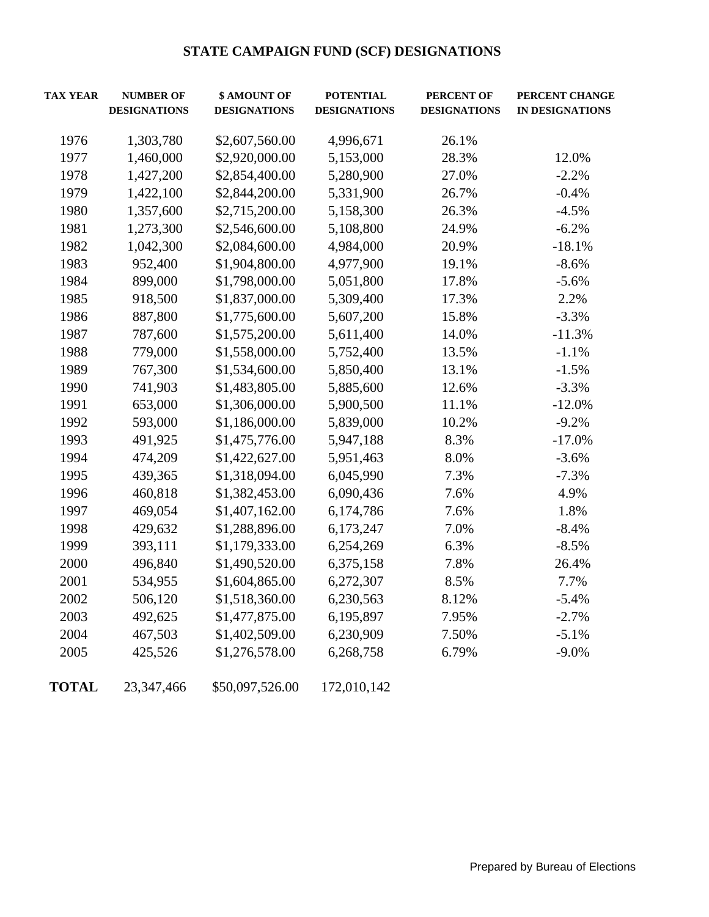# STATE CAMPAIGN FUND (SCF) DESIGNATIONS

| TAX YEAR | NUMBER OF DESIGNATIONS | $ AMOUNT OF DESIGNATIONS | POTENTIAL DESIGNATIONS | PERCENT OF DESIGNATIONS | PERCENT CHANGE IN DESIGNATIONS |
|---|---|---|---|---|---|
| 1976 | 1,303,780 | $2,607,560.00 | 4,996,671 | 26.1% | |
| 1977 | 1,460,000 | $2,920,000.00 | 5,153,000 | 28.3% | 12.0% |
| 1978 | 1,427,200 | $2,854,400.00 | 5,280,900 | 27.0% | -2.2% |
| 1979 | 1,422,100 | $2,844,200.00 | 5,331,900 | 26.7% | -0.4% |
| 1980 | 1,357,600 | $2,715,200.00 | 5,158,300 | 26.3% | -4.5% |
| 1981 | 1,273,300 | $2,546,600.00 | 5,108,800 | 24.9% | -6.2% |
| 1982 | 1,042,300 | $2,084,600.00 | 4,984,000 | 20.9% | -18.1% |
| 1983 | 952,400 | $1,904,800.00 | 4,977,900 | 19.1% | -8.6% |
| 1984 | 899,000 | $1,798,000.00 | 5,051,800 | 17.8% | -5.6% |
| 1985 | 918,500 | $1,837,000.00 | 5,309,400 | 17.3% | 2.2% |
| 1986 | 887,800 | $1,775,600.00 | 5,607,200 | 15.8% | -3.3% |
| 1987 | 787,600 | $1,575,200.00 | 5,611,400 | 14.0% | -11.3% |
| 1988 | 779,000 | $1,558,000.00 | 5,752,400 | 13.5% | -1.1% |
| 1989 | 767,300 | $1,534,600.00 | 5,850,400 | 13.1% | -1.5% |
| 1990 | 741,903 | $1,483,805.00 | 5,885,600 | 12.6% | -3.3% |
| 1991 | 653,000 | $1,306,000.00 | 5,900,500 | 11.1% | -12.0% |
| 1992 | 593,000 | $1,186,000.00 | 5,839,000 | 10.2% | -9.2% |
| 1993 | 491,925 | $1,475,776.00 | 5,947,188 | 8.3% | -17.0% |
| 1994 | 474,209 | $1,422,627.00 | 5,951,463 | 8.0% | -3.6% |
| 1995 | 439,365 | $1,318,094.00 | 6,045,990 | 7.3% | -7.3% |
| 1996 | 460,818 | $1,382,453.00 | 6,090,436 | 7.6% | 4.9% |
| 1997 | 469,054 | $1,407,162.00 | 6,174,786 | 7.6% | 1.8% |
| 1998 | 429,632 | $1,288,896.00 | 6,173,247 | 7.0% | -8.4% |
| 1999 | 393,111 | $1,179,333.00 | 6,254,269 | 6.3% | -8.5% |
| 2000 | 496,840 | $1,490,520.00 | 6,375,158 | 7.8% | 26.4% |
| 2001 | 534,955 | $1,604,865.00 | 6,272,307 | 8.5% | 7.7% |
| 2002 | 506,120 | $1,518,360.00 | 6,230,563 | 8.12% | -5.4% |
| 2003 | 492,625 | $1,477,875.00 | 6,195,897 | 7.95% | -2.7% |
| 2004 | 467,503 | $1,402,509.00 | 6,230,909 | 7.50% | -5.1% |
| 2005 | 425,526 | $1,276,578.00 | 6,268,758 | 6.79% | -9.0% |
| **TOTAL** | 23,347,466 | $50,097,526.00 | 172,010,142 | | |

Prepared by Bureau of Elections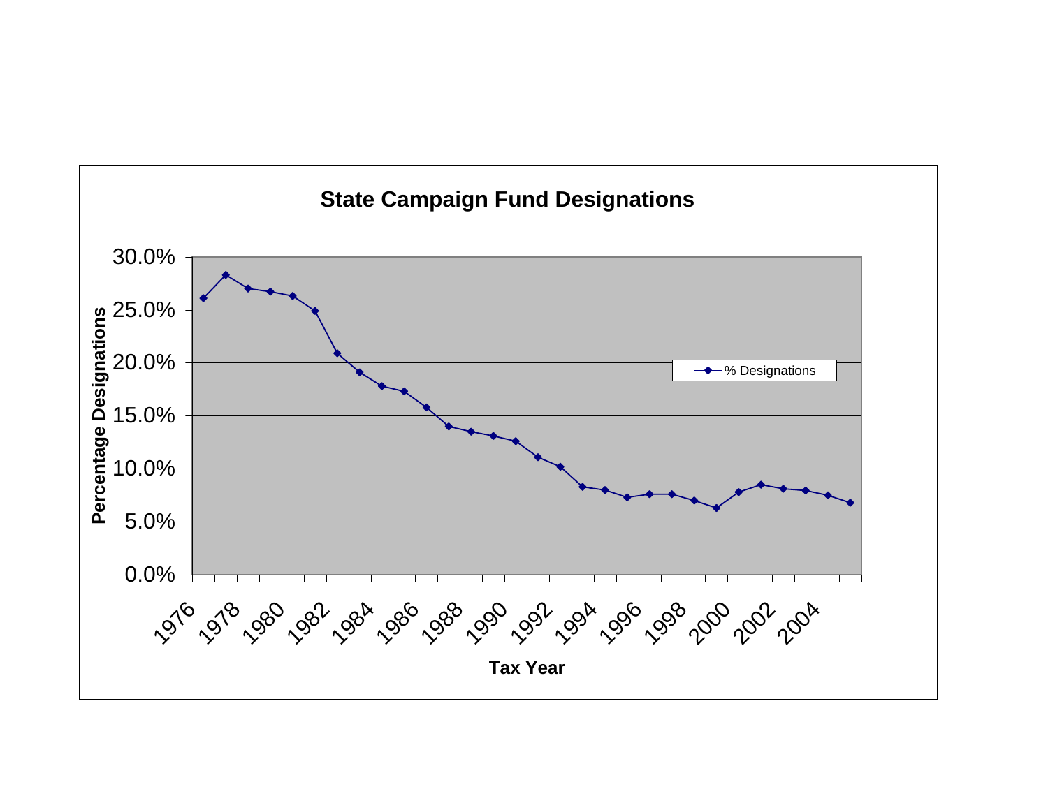**State Campaign Fund Designations**

Percentage Designations

30.0%
25.0%
20.0%
15.0%
10.0%
5.0%
0.0%

% Designations

1976 1978 1980 1982 1984 1986 1988 1990 1992 1994 1996 1998 2000 2002 2004

Tax Year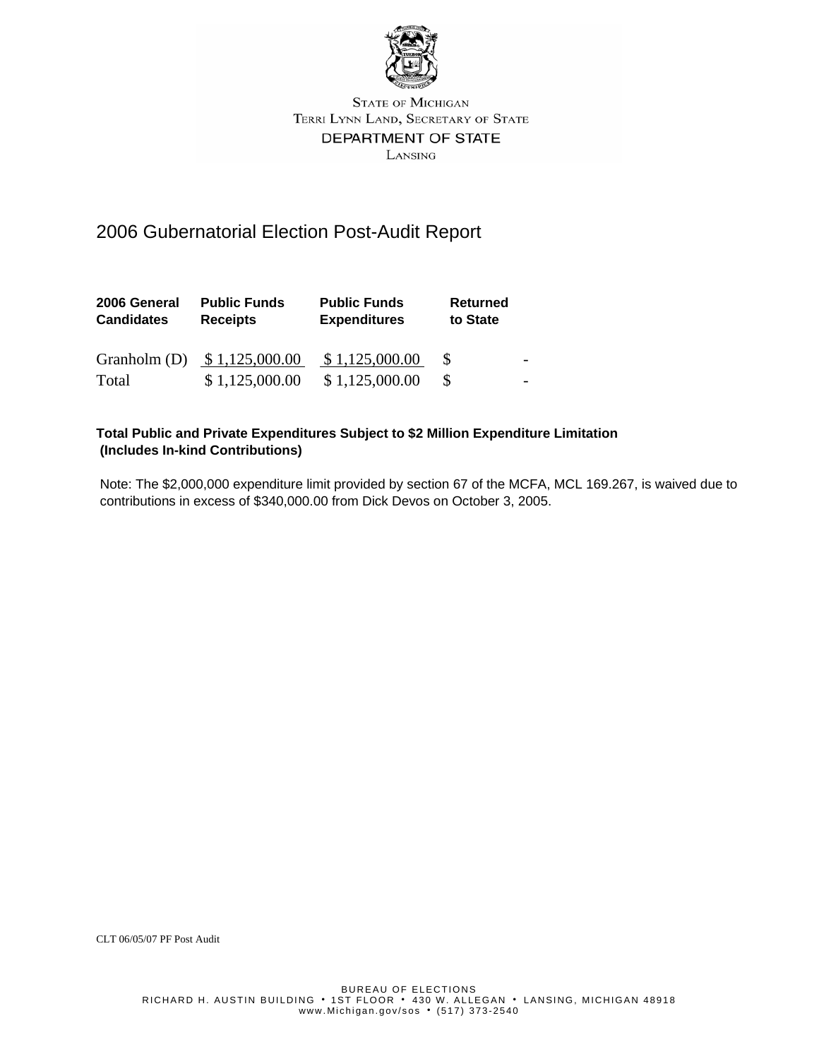STATE OF MICHIGAN
TERRI LYNN LAND, SECRETARY OF STATE
DEPARTMENT OF STATE
LANSING

# 2006 Gubernatorial Election Post-Audit Report

| 2006 General Candidates | Public Funds Receipts | Public Funds Expenditures | Returned to State |
|---|---|---|---|
| Granholm (D) | $ 1,125,000.00 | $ 1,125,000.00 | $ - |
| Total | $ 1,125,000.00 | $ 1,125,000.00 | $ - |

**Total Public and Private Expenditures Subject to $2 Million Expenditure Limitation (Includes In-kind Contributions)**

Note: The $2,000,000 expenditure limit provided by section 67 of the MCFA, MCL 169.267, is waived due to contributions in excess of $340,000.00 from Dick Devos on October 3, 2005.

CLT 06/05/07 PF Post Audit

BUREAU OF ELECTIONS
RICHARD H. AUSTIN BUILDING • 1ST FLOOR • 430 W. ALLEGAN • LANSING, MICHIGAN 48918
www.Michigan.gov/sos • (517) 373-2540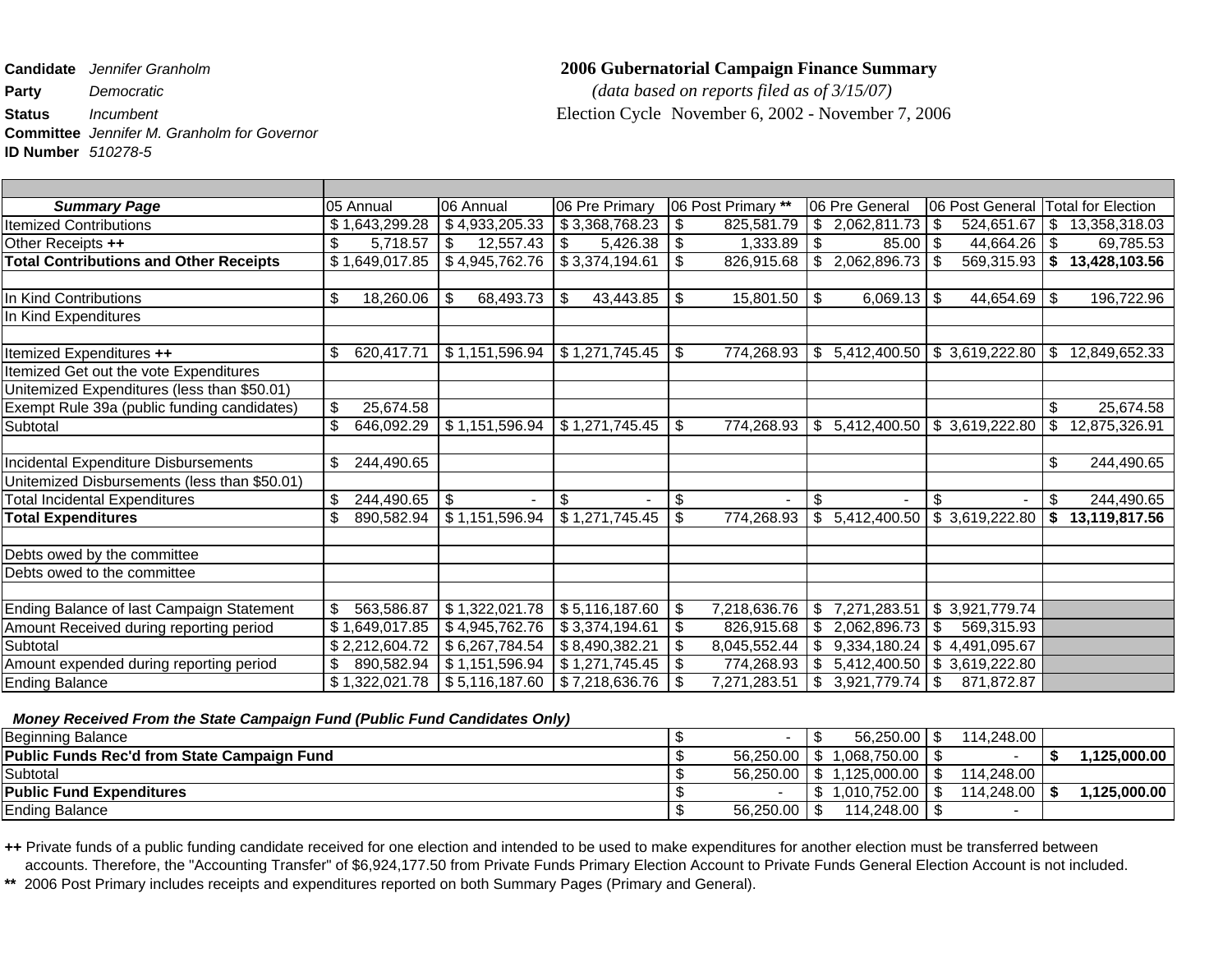**Candidate** *Jennifer Granholm*
**Party** *Democratic*
**Status** *Incumbent*
**Committee** *Jennifer M. Granholm for Governor*
**ID Number** *510278-5*

**2006 Gubernatorial Campaign Finance Summary**
*(data based on reports filed as of 3/15/07)*
Election Cycle November 6, 2002 - November 7, 2006

| ***Summary Page*** | 05 Annual | 06 Annual | 06 Pre Primary | 06 Post Primary ** | 06 Pre General | 06 Post General | Total for Election |
|---|---|---|---|---|---|---|---|
| Itemized Contributions | $ 1,643,299.28 | $ 4,933,205.33 | $ 3,368,768.23 | $ 825,581.79 | $ 2,062,811.73 | $ 524,651.67 | $ 13,358,318.03 |
| Other Receipts ++ | $ 5,718.57 | $ 12,557.43 | $ 5,426.38 | $ 1,333.89 | $ 85.00 | $ 44,664.26 | $ 69,785.53 |
| **Total Contributions and Other Receipts** | $ 1,649,017.85 | $ 4,945,762.76 | $ 3,374,194.61 | $ 826,915.68 | $ 2,062,896.73 | $ 569,315.93 | **$ 13,428,103.56** |
| | | | | | | | |
| In Kind Contributions | $ 18,260.06 | $ 68,493.73 | $ 43,443.85 | $ 15,801.50 | $ 6,069.13 | $ 44,654.69 | $ 196,722.96 |
| In Kind Expenditures | | | | | | | |
| | | | | | | | |
| Itemized Expenditures ++ | $ 620,417.71 | $ 1,151,596.94 | $ 1,271,745.45 | $ 774,268.93 | $ 5,412,400.50 | $ 3,619,222.80 | $ 12,849,652.33 |
| Itemized Get out the vote Expenditures | | | | | | | |
| Unitemized Expenditures (less than $50.01) | | | | | | | |
| Exempt Rule 39a (public funding candidates) | $ 25,674.58 | | | | | | $ 25,674.58 |
| Subtotal | $ 646,092.29 | $ 1,151,596.94 | $ 1,271,745.45 | $ 774,268.93 | $ 5,412,400.50 | $ 3,619,222.80 | $ 12,875,326.91 |
| | | | | | | | |
| Incidental Expenditure Disbursements | $ 244,490.65 | | | | | | $ 244,490.65 |
| Unitemized Disbursements (less than $50.01) | | | | | | | |
| Total Incidental Expenditures | $ 244,490.65 | $ - | $ - | $ - | $ - | $ - | $ 244,490.65 |
| **Total Expenditures** | $ 890,582.94 | $ 1,151,596.94 | $ 1,271,745.45 | $ 774,268.93 | $ 5,412,400.50 | $ 3,619,222.80 | **$ 13,119,817.56** |
| | | | | | | | |
| Debts owed by the committee | | | | | | | |
| Debts owed to the committee | | | | | | | |
| | | | | | | | |
| Ending Balance of last Campaign Statement | $ 563,586.87 | $ 1,322,021.78 | $ 5,116,187.60 | $ 7,218,636.76 | $ 7,271,283.51 | $ 3,921,779.74 | |
| Amount Received during reporting period | $ 1,649,017.85 | $ 4,945,762.76 | $ 3,374,194.61 | $ 826,915.68 | $ 2,062,896.73 | $ 569,315.93 | |
| Subtotal | $ 2,212,604.72 | $ 6,267,784.54 | $ 8,490,382.21 | $ 8,045,552.44 | $ 9,334,180.24 | $ 4,491,095.67 | |
| Amount expended during reporting period | $ 890,582.94 | $ 1,151,596.94 | $ 1,271,745.45 | $ 774,268.93 | $ 5,412,400.50 | $ 3,619,222.80 | |
| Ending Balance | $ 1,322,021.78 | $ 5,116,187.60 | $ 7,218,636.76 | $ 7,271,283.51 | $ 3,921,779.74 | $ 871,872.87 | |

***Money Received From the State Campaign Fund (Public Fund Candidates Only)***

| | 06 Post Primary | 06 Pre General | 06 Post General | Total |
|---|---|---|---|---|
| Beginning Balance | $ - | $ 56,250.00 | $ 114,248.00 | |
| **Public Funds Rec'd from State Campaign Fund** | $ 56,250.00 | $ 1,068,750.00 | $ - | **$ 1,125,000.00** |
| Subtotal | $ 56,250.00 | $ 1,125,000.00 | $ 114,248.00 | |
| **Public Fund Expenditures** | $ - | $ 1,010,752.00 | $ 114,248.00 | **$ 1,125,000.00** |
| Ending Balance | $ 56,250.00 | $ 114,248.00 | $ - | |

**++** Private funds of a public funding candidate received for one election and intended to be used to make expenditures for another election must be transferred between accounts. Therefore, the "Accounting Transfer" of $6,924,177.50 from Private Funds Primary Election Account to Private Funds General Election Account is not included.

**\*\*** 2006 Post Primary includes receipts and expenditures reported on both Summary Pages (Primary and General).